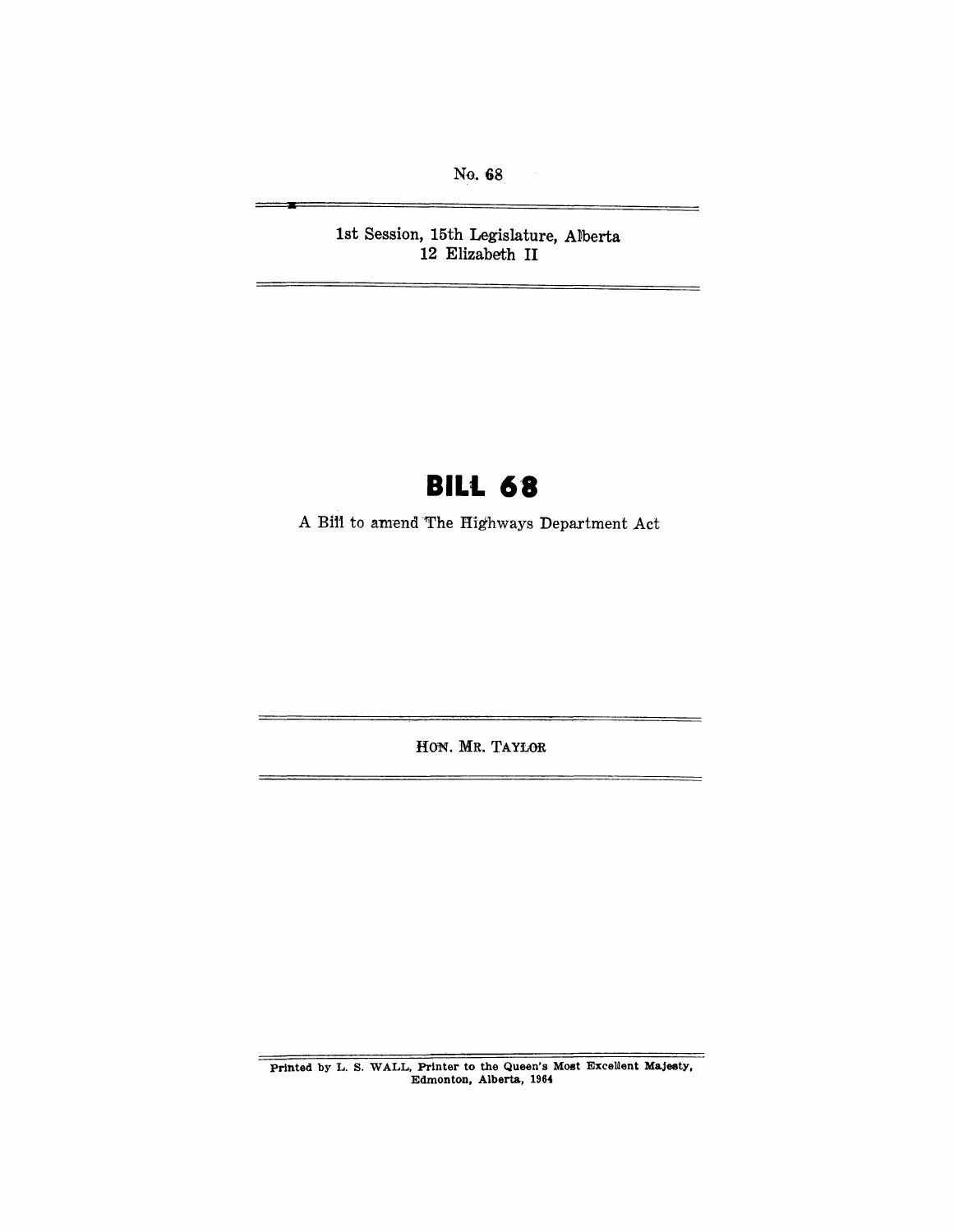No. 68

1st Session, 15th Legislature, Alberta
12 Elizabeth II

# BILL 68

A Bill to amend The Highways Department Act

HON. MR. TAYLOR

Printed by L. S. WALL, Printer to the Queen's Most Excellent Majesty,
Edmonton, Alberta, 1964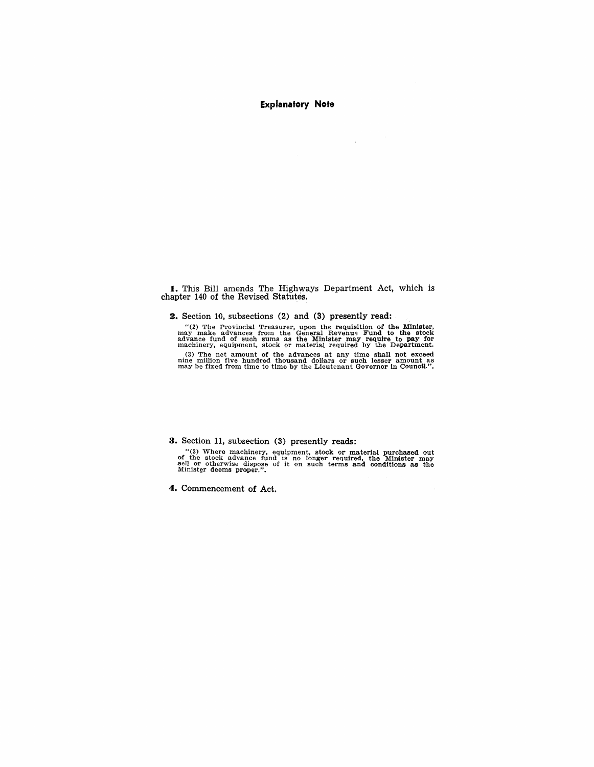## Explanatory Note

**1.** This Bill amends The Highways Department Act, which is chapter 140 of the Revised Statutes.

**2.** Section 10, subsections (2) and (3) presently read:

"(2) The Provincial Treasurer, upon the requisition of the Minister, may make advances from the General Revenue Fund to the stock advance fund of such sums as the Minister may require to pay for machinery, equipment, stock or material required by the Department.

(3) The net amount of the advances at any time shall not exceed nine million five hundred thousand dollars or such lesser amount as may be fixed from time to time by the Lieutenant Governor in Council.".

**3.** Section 11, subsection (3) presently reads:

"(3) Where machinery, equipment, stock or material purchased out of the stock advance fund is no longer required, the Minister may sell or otherwise dispose of it on such terms and conditions as the Minister deems proper.".

**4.** Commencement of Act.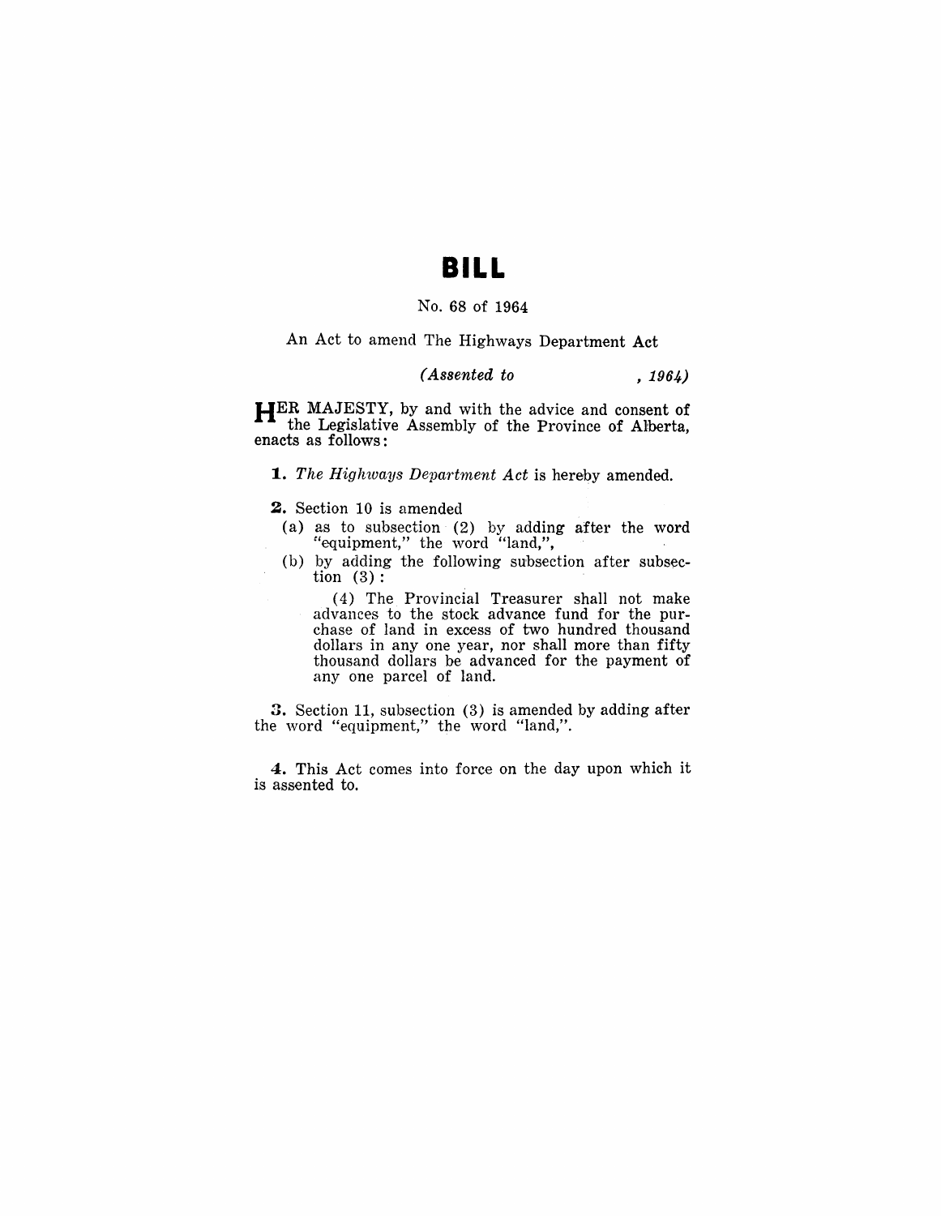# BILL

No. 68 of 1964

An Act to amend The Highways Department Act

*(Assented to , 1964)*

HER MAJESTY, by and with the advice and consent of the Legislative Assembly of the Province of Alberta, enacts as follows:

**1.** *The Highways Department Act* is hereby amended.

**2.** Section 10 is amended

(a) as to subsection (2) by adding after the word "equipment," the word "land,",

(b) by adding the following subsection after subsection (3):

(4) The Provincial Treasurer shall not make advances to the stock advance fund for the purchase of land in excess of two hundred thousand dollars in any one year, nor shall more than fifty thousand dollars be advanced for the payment of any one parcel of land.

**3.** Section 11, subsection (3) is amended by adding after the word "equipment," the word "land,".

**4.** This Act comes into force on the day upon which it is assented to.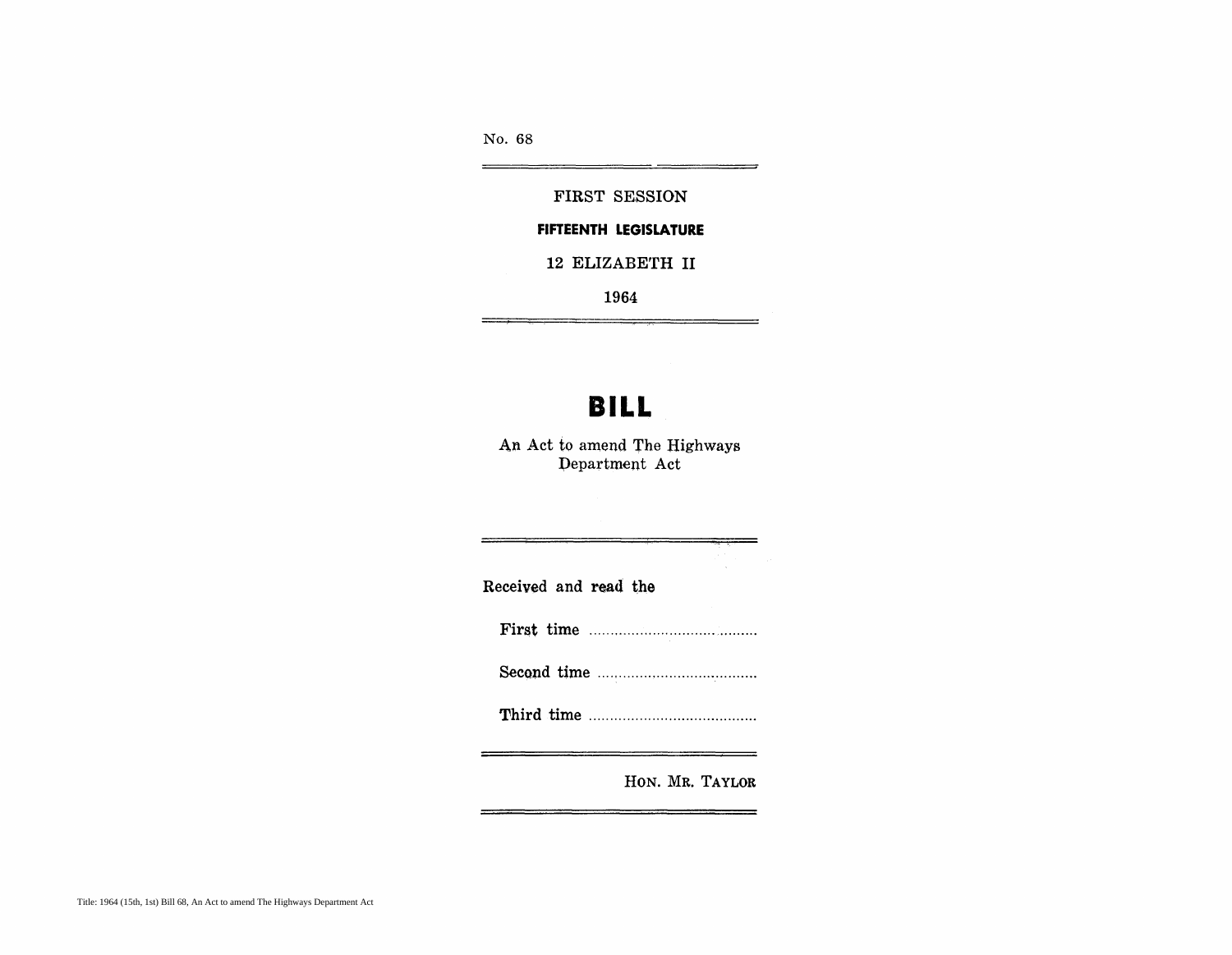No. 68

FIRST SESSION

**FIFTEENTH LEGISLATURE**

12 ELIZABETH II

**1964**

# BILL

An Act to amend The Highways Department Act

Received and read the

First time ..........................................

Second time ......................................

Third time ........................................

HON. MR. TAYLOR

Title: 1964 (15th, 1st) Bill 68, An Act to amend The Highways Department Act